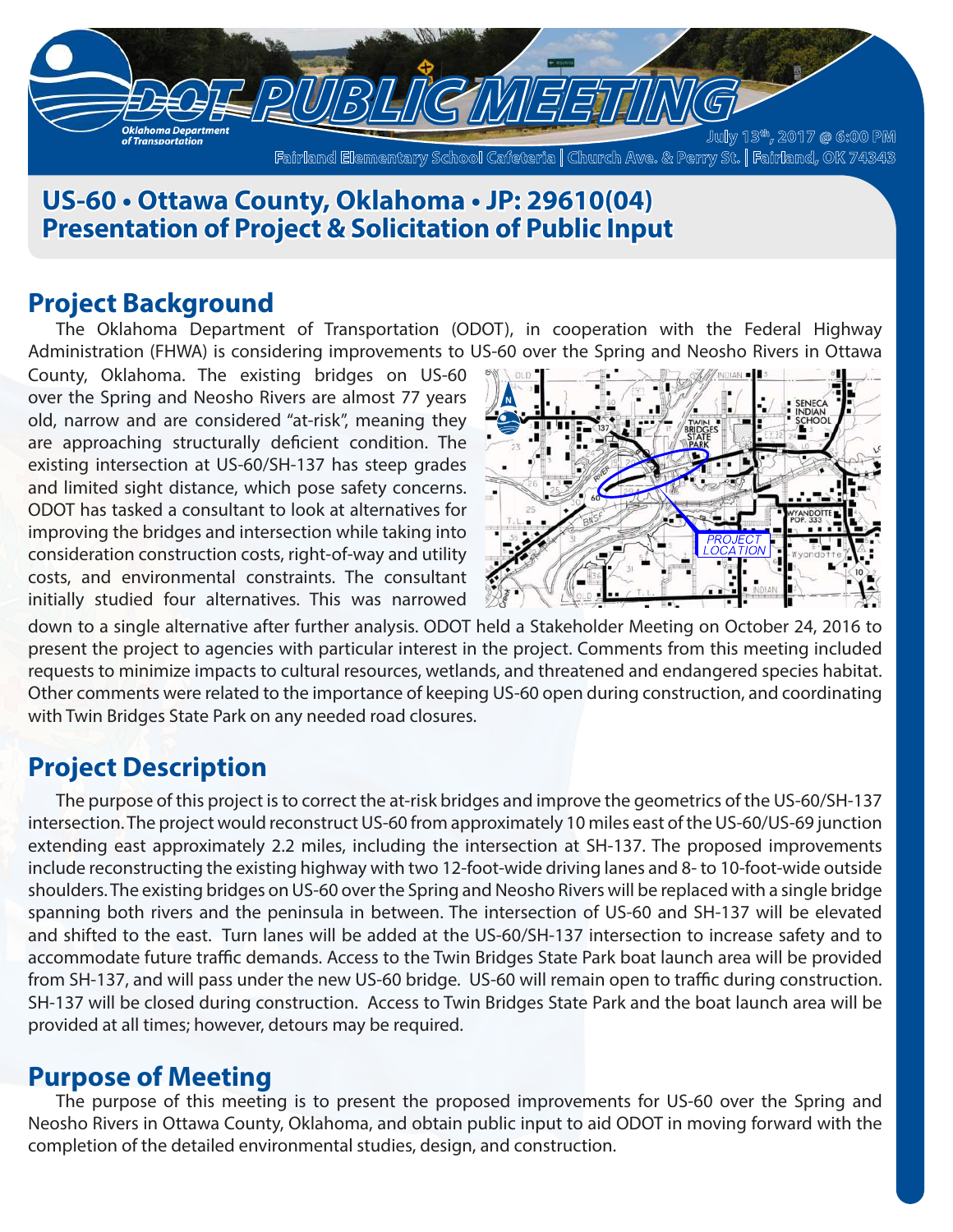# ODOT PUBLIC MEETING

Oklahoma Department of Transportation

July 13th, 2017 @ 6:00 PM

Fairland Elementary School Cafeteria | Church Ave. & Perry St. | Fairland, OK 74343

## US-60 • Ottawa County, Oklahoma • JP: 29610(04)
## Presentation of Project & Solicitation of Public Input

## Project Background

The Oklahoma Department of Transportation (ODOT), in cooperation with the Federal Highway Administration (FHWA) is considering improvements to US-60 over the Spring and Neosho Rivers in Ottawa County, Oklahoma. The existing bridges on US-60 over the Spring and Neosho Rivers are almost 77 years old, narrow and are considered "at-risk", meaning they are approaching structurally deficient condition. The existing intersection at US-60/SH-137 has steep grades and limited sight distance, which pose safety concerns. ODOT has tasked a consultant to look at alternatives for improving the bridges and intersection while taking into consideration construction costs, right-of-way and utility costs, and environmental constraints. The consultant initially studied four alternatives. This was narrowed down to a single alternative after further analysis. ODOT held a Stakeholder Meeting on October 24, 2016 to present the project to agencies with particular interest in the project. Comments from this meeting included requests to minimize impacts to cultural resources, wetlands, and threatened and endangered species habitat. Other comments were related to the importance of keeping US-60 open during construction, and coordinating with Twin Bridges State Park on any needed road closures.

## Project Description

The purpose of this project is to correct the at-risk bridges and improve the geometrics of the US-60/SH-137 intersection. The project would reconstruct US-60 from approximately 10 miles east of the US-60/US-69 junction extending east approximately 2.2 miles, including the intersection at SH-137. The proposed improvements include reconstructing the existing highway with two 12-foot-wide driving lanes and 8- to 10-foot-wide outside shoulders. The existing bridges on US-60 over the Spring and Neosho Rivers will be replaced with a single bridge spanning both rivers and the peninsula in between. The intersection of US-60 and SH-137 will be elevated and shifted to the east. Turn lanes will be added at the US-60/SH-137 intersection to increase safety and to accommodate future traffic demands. Access to the Twin Bridges State Park boat launch area will be provided from SH-137, and will pass under the new US-60 bridge. US-60 will remain open to traffic during construction. SH-137 will be closed during construction. Access to Twin Bridges State Park and the boat launch area will be provided at all times; however, detours may be required.

## Purpose of Meeting

The purpose of this meeting is to present the proposed improvements for US-60 over the Spring and Neosho Rivers in Ottawa County, Oklahoma, and obtain public input to aid ODOT in moving forward with the completion of the detailed environmental studies, design, and construction.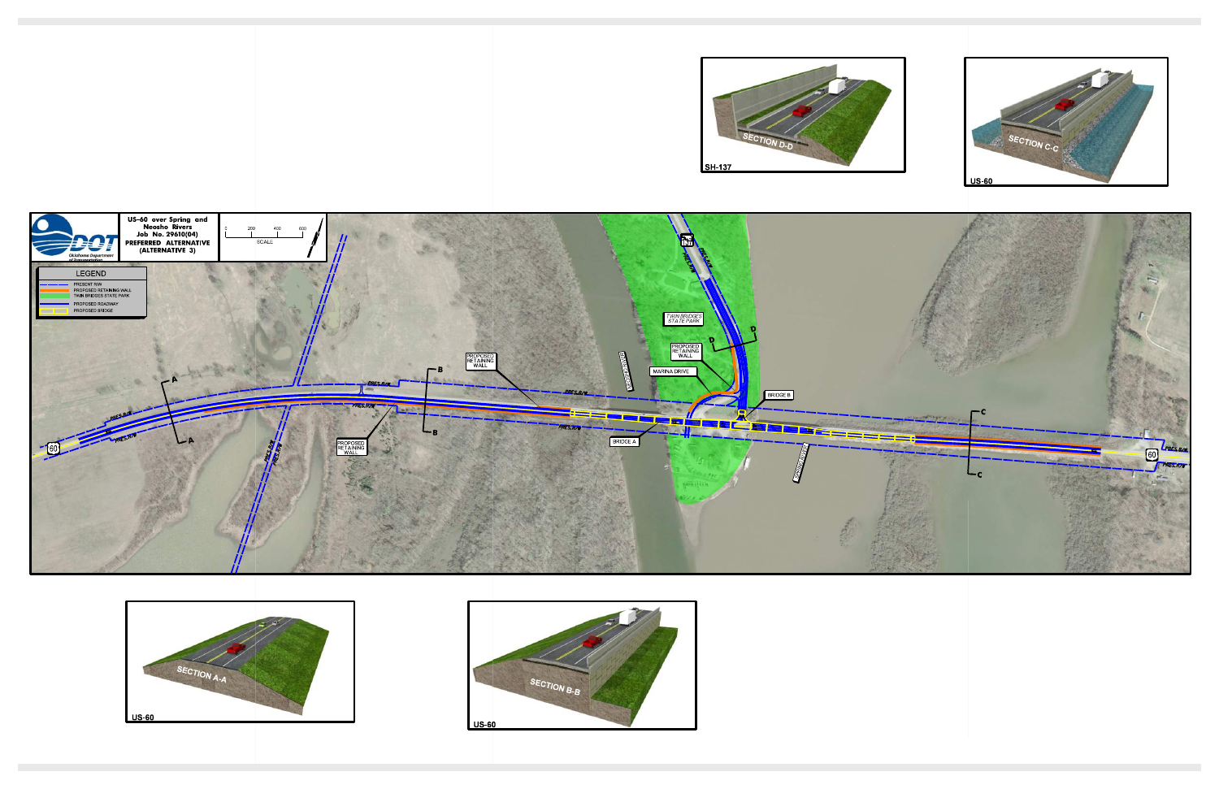US-60 over Spring and Neosho Rivers
Job No. 29610(04)
**PREFERRED ALTERNATIVE (ALTERNATIVE 3)**

SCALE: 0 200 400 600

**LEGEND**

- PRESENT R/W
- PROPOSED RETAINING WALL
- TWIN BRIDGES STATE PARK
- PROPOSED ROADWAY
- PROPOSED BRIDGE

TWIN BRIDGES STATE PARK

PROPOSED RETAINING WALL

MARINA DRIVE

BRIDGE A

BRIDGE B

SPRING RIVER

NEOSHO RIVER

PRES. R/W

SECTION A-A — US-60

SECTION B-B — US-60

SECTION C-C — US-60

SECTION D-D — SH-137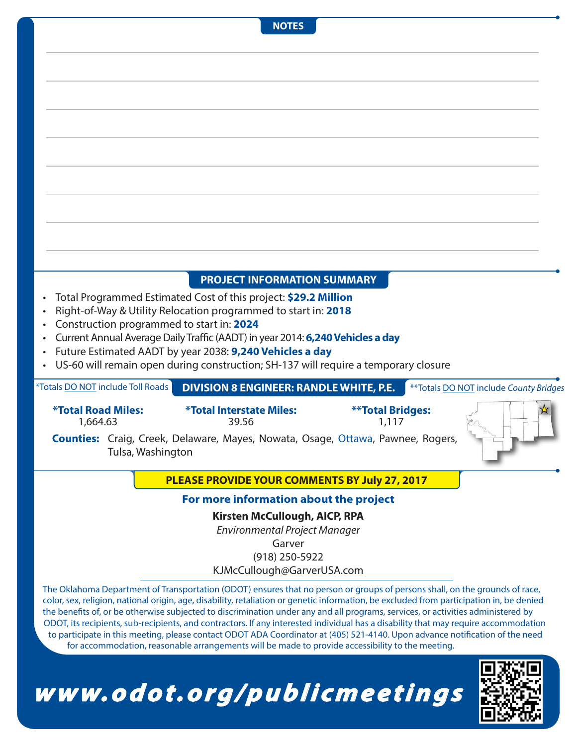## NOTES

## PROJECT INFORMATION SUMMARY

- Total Programmed Estimated Cost of this project: **$29.2 Million**
- Right-of-Way & Utility Relocation programmed to start in: **2018**
- Construction programmed to start in: **2024**
- Current Annual Average Daily Traffic (AADT) in year 2014: **6,240 Vehicles a day**
- Future Estimated AADT by year 2038: **9,240 Vehicles a day**
- US-60 will remain open during construction; SH-137 will require a temporary closure

*Totals DO NOT include Toll Roads

## DIVISION 8 ENGINEER: RANDLE WHITE, P.E.

**Totals DO NOT include *County Bridges*

**\*Total Road Miles:** 1,664.63

**\*Total Interstate Miles:** 39.56

**\*\*Total Bridges:** 1,117

**Counties:** Craig, Creek, Delaware, Mayes, Nowata, Osage, Ottawa, Pawnee, Rogers, Tulsa, Washington

**PLEASE PROVIDE YOUR COMMENTS BY July 27, 2017**

**For more information about the project**

**Kirsten McCullough, AICP, RPA**
*Environmental Project Manager*
Garver
(918) 250-5922
KJMcCullough@GarverUSA.com

The Oklahoma Department of Transportation (ODOT) ensures that no person or groups of persons shall, on the grounds of race, color, sex, religion, national origin, age, disability, retaliation or genetic information, be excluded from participation in, be denied the benefits of, or be otherwise subjected to discrimination under any and all programs, services, or activities administered by ODOT, its recipients, sub-recipients, and contractors. If any interested individual has a disability that may require accommodation to participate in this meeting, please contact ODOT ADA Coordinator at (405) 521-4140. Upon advance notification of the need for accommodation, reasonable arrangements will be made to provide accessibility to the meeting.

***www.odot.org/publicmeetings***